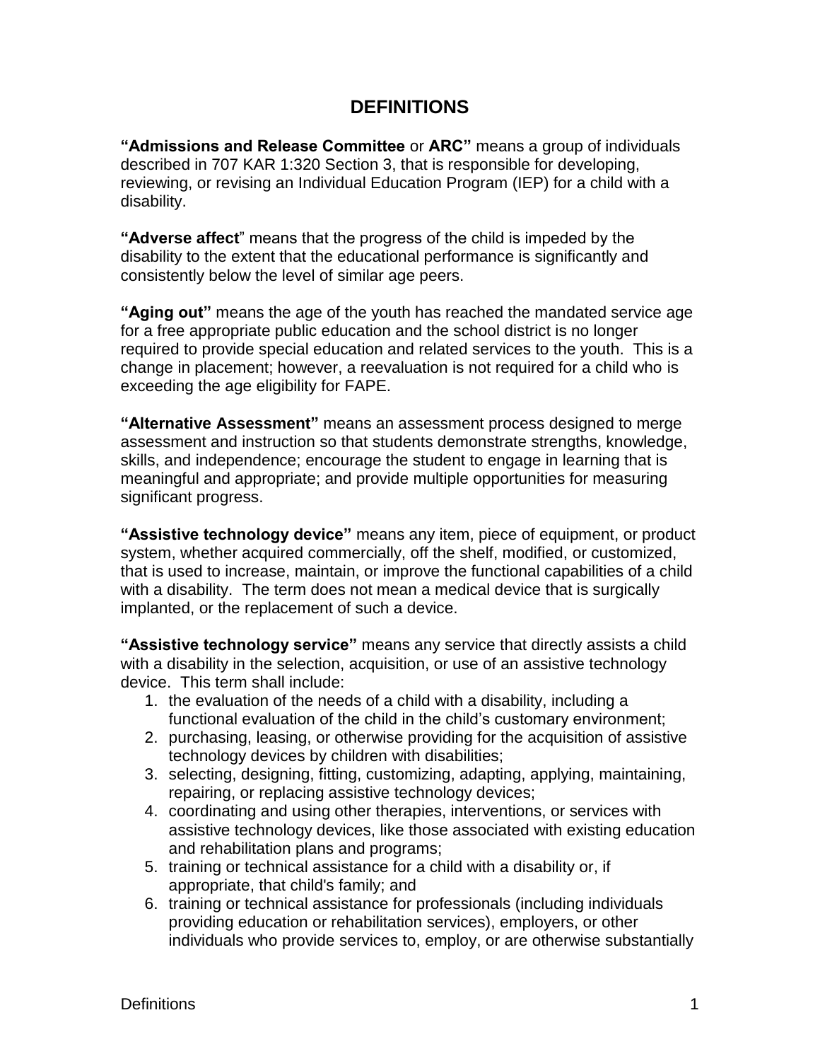# DEFINITIONS

**"Admissions and Release Committee** or **ARC"** means a group of individuals described in 707 KAR 1:320 Section 3, that is responsible for developing, reviewing, or revising an Individual Education Program (IEP) for a child with a disability.

**"Adverse affect**" means that the progress of the child is impeded by the disability to the extent that the educational performance is significantly and consistently below the level of similar age peers.

**"Aging out"** means the age of the youth has reached the mandated service age for a free appropriate public education and the school district is no longer required to provide special education and related services to the youth. This is a change in placement; however, a reevaluation is not required for a child who is exceeding the age eligibility for FAPE.

**"Alternative Assessment"** means an assessment process designed to merge assessment and instruction so that students demonstrate strengths, knowledge, skills, and independence; encourage the student to engage in learning that is meaningful and appropriate; and provide multiple opportunities for measuring significant progress.

**"Assistive technology device"** means any item, piece of equipment, or product system, whether acquired commercially, off the shelf, modified, or customized, that is used to increase, maintain, or improve the functional capabilities of a child with a disability. The term does not mean a medical device that is surgically implanted, or the replacement of such a device.

**"Assistive technology service"** means any service that directly assists a child with a disability in the selection, acquisition, or use of an assistive technology device. This term shall include:

1. the evaluation of the needs of a child with a disability, including a functional evaluation of the child in the child's customary environment;
2. purchasing, leasing, or otherwise providing for the acquisition of assistive technology devices by children with disabilities;
3. selecting, designing, fitting, customizing, adapting, applying, maintaining, repairing, or replacing assistive technology devices;
4. coordinating and using other therapies, interventions, or services with assistive technology devices, like those associated with existing education and rehabilitation plans and programs;
5. training or technical assistance for a child with a disability or, if appropriate, that child's family; and
6. training or technical assistance for professionals (including individuals providing education or rehabilitation services), employers, or other individuals who provide services to, employ, or are otherwise substantially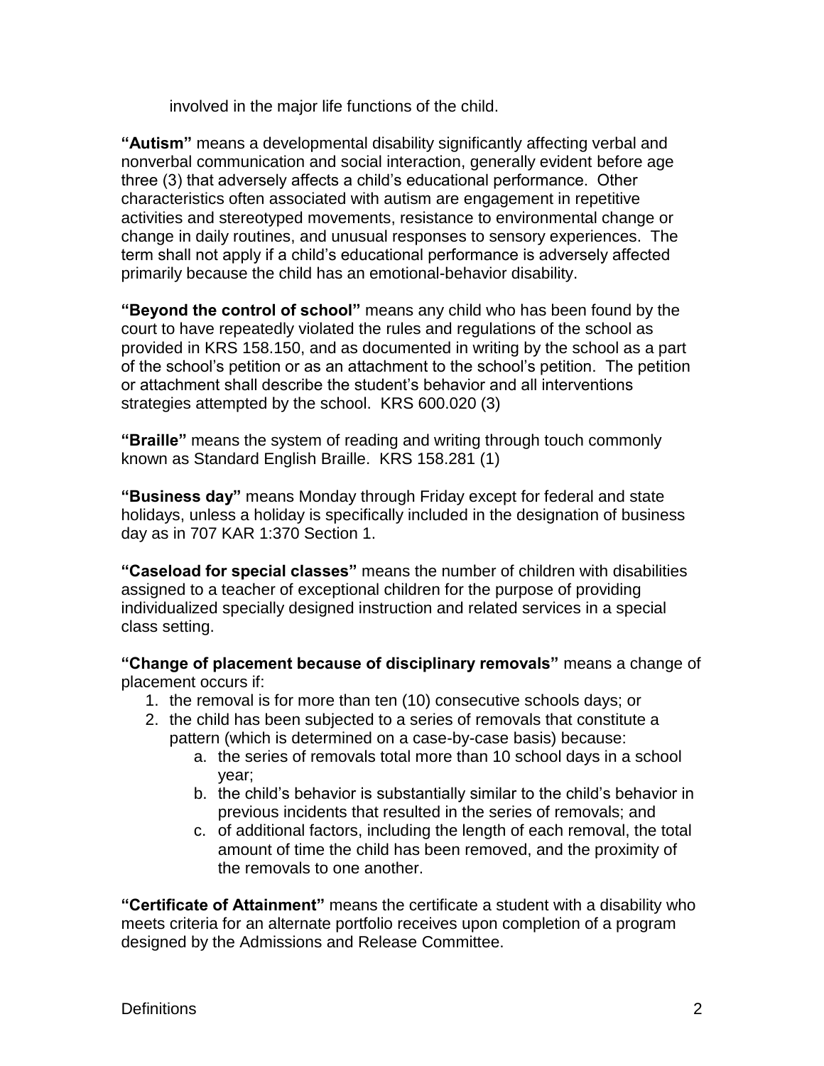involved in the major life functions of the child.

**"Autism"** means a developmental disability significantly affecting verbal and nonverbal communication and social interaction, generally evident before age three (3) that adversely affects a child's educational performance. Other characteristics often associated with autism are engagement in repetitive activities and stereotyped movements, resistance to environmental change or change in daily routines, and unusual responses to sensory experiences. The term shall not apply if a child's educational performance is adversely affected primarily because the child has an emotional-behavior disability.

**"Beyond the control of school"** means any child who has been found by the court to have repeatedly violated the rules and regulations of the school as provided in KRS 158.150, and as documented in writing by the school as a part of the school's petition or as an attachment to the school's petition. The petition or attachment shall describe the student's behavior and all interventions strategies attempted by the school. KRS 600.020 (3)

**"Braille"** means the system of reading and writing through touch commonly known as Standard English Braille. KRS 158.281 (1)

**"Business day"** means Monday through Friday except for federal and state holidays, unless a holiday is specifically included in the designation of business day as in 707 KAR 1:370 Section 1.

**"Caseload for special classes"** means the number of children with disabilities assigned to a teacher of exceptional children for the purpose of providing individualized specially designed instruction and related services in a special class setting.

**"Change of placement because of disciplinary removals"** means a change of placement occurs if:

1. the removal is for more than ten (10) consecutive schools days; or
2. the child has been subjected to a series of removals that constitute a pattern (which is determined on a case-by-case basis) because:
   a. the series of removals total more than 10 school days in a school year;
   b. the child's behavior is substantially similar to the child's behavior in previous incidents that resulted in the series of removals; and
   c. of additional factors, including the length of each removal, the total amount of time the child has been removed, and the proximity of the removals to one another.

**"Certificate of Attainment"** means the certificate a student with a disability who meets criteria for an alternate portfolio receives upon completion of a program designed by the Admissions and Release Committee.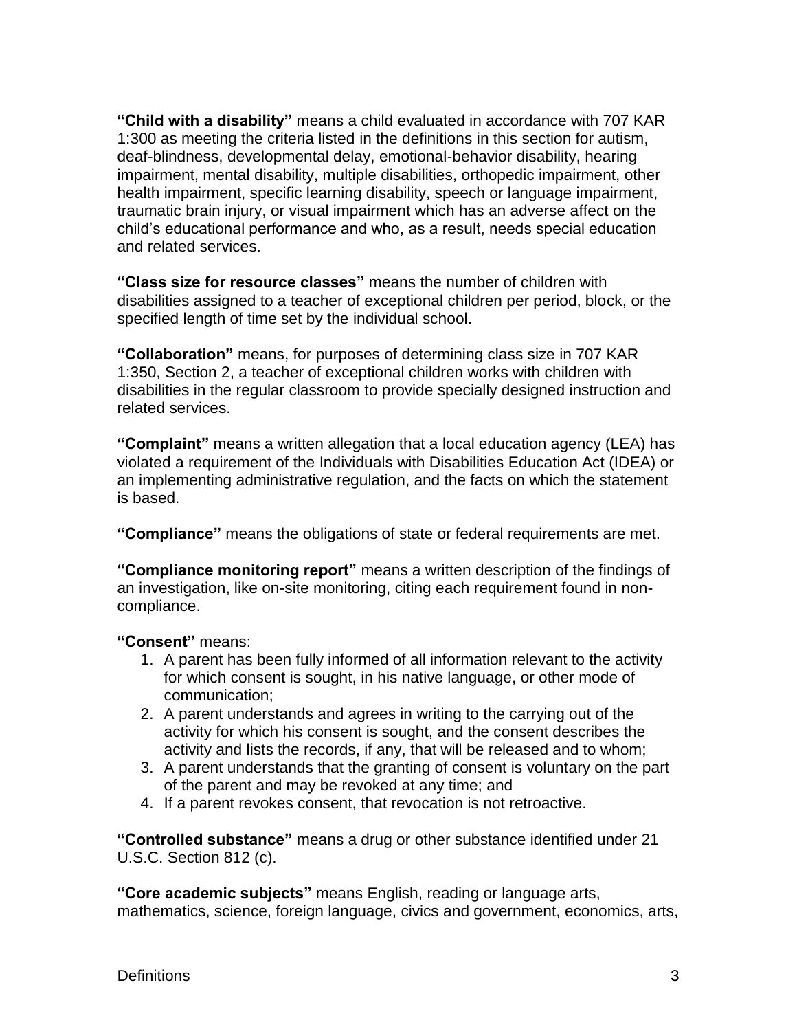**“Child with a disability”** means a child evaluated in accordance with 707 KAR 1:300 as meeting the criteria listed in the definitions in this section for autism, deaf-blindness, developmental delay, emotional-behavior disability, hearing impairment, mental disability, multiple disabilities, orthopedic impairment, other health impairment, specific learning disability, speech or language impairment, traumatic brain injury, or visual impairment which has an adverse affect on the child’s educational performance and who, as a result, needs special education and related services.

**“Class size for resource classes”** means the number of children with disabilities assigned to a teacher of exceptional children per period, block, or the specified length of time set by the individual school.

**“Collaboration”** means, for purposes of determining class size in 707 KAR 1:350, Section 2, a teacher of exceptional children works with children with disabilities in the regular classroom to provide specially designed instruction and related services.

**“Complaint”** means a written allegation that a local education agency (LEA) has violated a requirement of the Individuals with Disabilities Education Act (IDEA) or an implementing administrative regulation, and the facts on which the statement is based.

**“Compliance”** means the obligations of state or federal requirements are met.

**“Compliance monitoring report”** means a written description of the findings of an investigation, like on-site monitoring, citing each requirement found in non-compliance.

**“Consent”** means:

1. A parent has been fully informed of all information relevant to the activity for which consent is sought, in his native language, or other mode of communication;
2. A parent understands and agrees in writing to the carrying out of the activity for which his consent is sought, and the consent describes the activity and lists the records, if any, that will be released and to whom;
3. A parent understands that the granting of consent is voluntary on the part of the parent and may be revoked at any time; and
4. If a parent revokes consent, that revocation is not retroactive.

**“Controlled substance”** means a drug or other substance identified under 21 U.S.C. Section 812 (c).

**“Core academic subjects”** means English, reading or language arts, mathematics, science, foreign language, civics and government, economics, arts,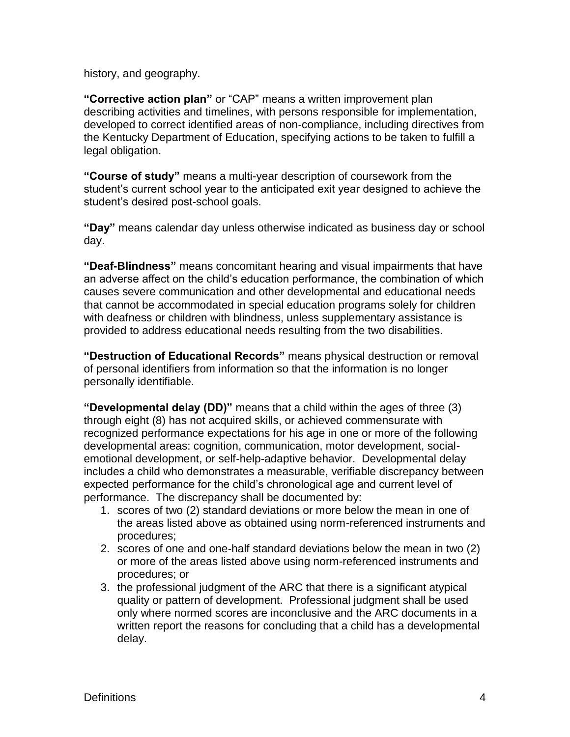history, and geography.

**“Corrective action plan”** or “CAP” means a written improvement plan describing activities and timelines, with persons responsible for implementation, developed to correct identified areas of non-compliance, including directives from the Kentucky Department of Education, specifying actions to be taken to fulfill a legal obligation.

**“Course of study”** means a multi-year description of coursework from the student’s current school year to the anticipated exit year designed to achieve the student’s desired post-school goals.

**“Day”** means calendar day unless otherwise indicated as business day or school day.

**“Deaf-Blindness”** means concomitant hearing and visual impairments that have an adverse affect on the child’s education performance, the combination of which causes severe communication and other developmental and educational needs that cannot be accommodated in special education programs solely for children with deafness or children with blindness, unless supplementary assistance is provided to address educational needs resulting from the two disabilities.

**“Destruction of Educational Records”** means physical destruction or removal of personal identifiers from information so that the information is no longer personally identifiable.

**“Developmental delay (DD)”** means that a child within the ages of three (3) through eight (8) has not acquired skills, or achieved commensurate with recognized performance expectations for his age in one or more of the following developmental areas: cognition, communication, motor development, social-emotional development, or self-help-adaptive behavior. Developmental delay includes a child who demonstrates a measurable, verifiable discrepancy between expected performance for the child’s chronological age and current level of performance. The discrepancy shall be documented by:

1. scores of two (2) standard deviations or more below the mean in one of the areas listed above as obtained using norm-referenced instruments and procedures;
2. scores of one and one-half standard deviations below the mean in two (2) or more of the areas listed above using norm-referenced instruments and procedures; or
3. the professional judgment of the ARC that there is a significant atypical quality or pattern of development. Professional judgment shall be used only where normed scores are inconclusive and the ARC documents in a written report the reasons for concluding that a child has a developmental delay.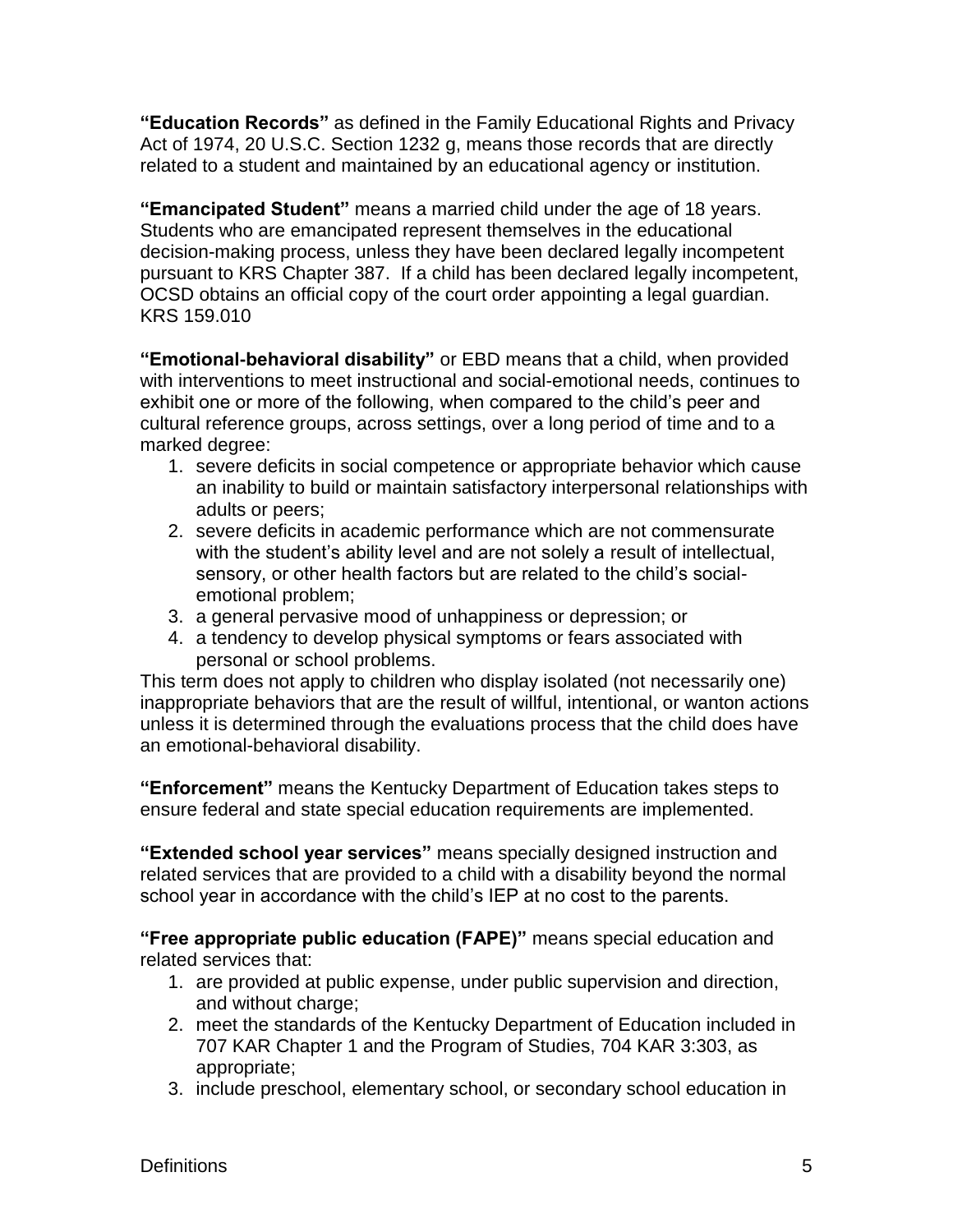**"Education Records"** as defined in the Family Educational Rights and Privacy Act of 1974, 20 U.S.C. Section 1232 g, means those records that are directly related to a student and maintained by an educational agency or institution.

**"Emancipated Student"** means a married child under the age of 18 years. Students who are emancipated represent themselves in the educational decision-making process, unless they have been declared legally incompetent pursuant to KRS Chapter 387. If a child has been declared legally incompetent, OCSD obtains an official copy of the court order appointing a legal guardian. KRS 159.010

**"Emotional-behavioral disability"** or EBD means that a child, when provided with interventions to meet instructional and social-emotional needs, continues to exhibit one or more of the following, when compared to the child's peer and cultural reference groups, across settings, over a long period of time and to a marked degree:

1. severe deficits in social competence or appropriate behavior which cause an inability to build or maintain satisfactory interpersonal relationships with adults or peers;
2. severe deficits in academic performance which are not commensurate with the student's ability level and are not solely a result of intellectual, sensory, or other health factors but are related to the child's social-emotional problem;
3. a general pervasive mood of unhappiness or depression; or
4. a tendency to develop physical symptoms or fears associated with personal or school problems.

This term does not apply to children who display isolated (not necessarily one) inappropriate behaviors that are the result of willful, intentional, or wanton actions unless it is determined through the evaluations process that the child does have an emotional-behavioral disability.

**"Enforcement"** means the Kentucky Department of Education takes steps to ensure federal and state special education requirements are implemented.

**"Extended school year services"** means specially designed instruction and related services that are provided to a child with a disability beyond the normal school year in accordance with the child's IEP at no cost to the parents.

**"Free appropriate public education (FAPE)"** means special education and related services that:

1. are provided at public expense, under public supervision and direction, and without charge;
2. meet the standards of the Kentucky Department of Education included in 707 KAR Chapter 1 and the Program of Studies, 704 KAR 3:303, as appropriate;
3. include preschool, elementary school, or secondary school education in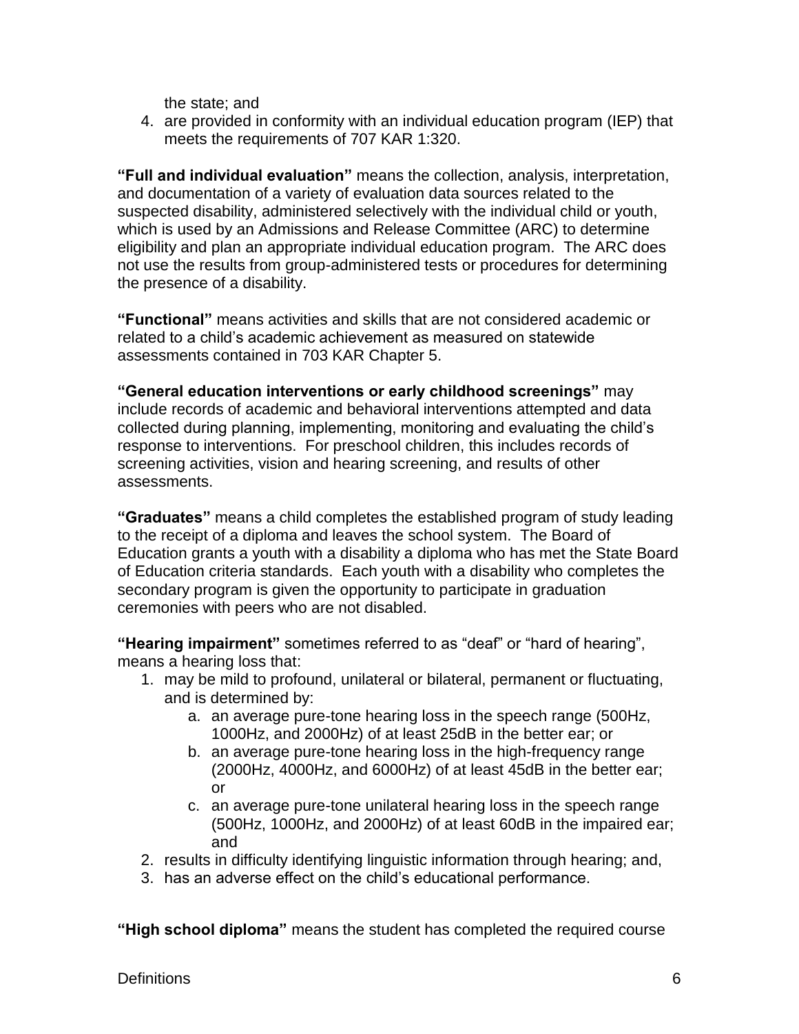the state; and

4. are provided in conformity with an individual education program (IEP) that meets the requirements of 707 KAR 1:320.

**"Full and individual evaluation"** means the collection, analysis, interpretation, and documentation of a variety of evaluation data sources related to the suspected disability, administered selectively with the individual child or youth, which is used by an Admissions and Release Committee (ARC) to determine eligibility and plan an appropriate individual education program. The ARC does not use the results from group-administered tests or procedures for determining the presence of a disability.

**"Functional"** means activities and skills that are not considered academic or related to a child's academic achievement as measured on statewide assessments contained in 703 KAR Chapter 5.

**"General education interventions or early childhood screenings"** may include records of academic and behavioral interventions attempted and data collected during planning, implementing, monitoring and evaluating the child's response to interventions. For preschool children, this includes records of screening activities, vision and hearing screening, and results of other assessments.

**"Graduates"** means a child completes the established program of study leading to the receipt of a diploma and leaves the school system. The Board of Education grants a youth with a disability a diploma who has met the State Board of Education criteria standards. Each youth with a disability who completes the secondary program is given the opportunity to participate in graduation ceremonies with peers who are not disabled.

**"Hearing impairment"** sometimes referred to as "deaf" or "hard of hearing", means a hearing loss that:

1. may be mild to profound, unilateral or bilateral, permanent or fluctuating, and is determined by:
    a. an average pure-tone hearing loss in the speech range (500Hz, 1000Hz, and 2000Hz) of at least 25dB in the better ear; or
    b. an average pure-tone hearing loss in the high-frequency range (2000Hz, 4000Hz, and 6000Hz) of at least 45dB in the better ear; or
    c. an average pure-tone unilateral hearing loss in the speech range (500Hz, 1000Hz, and 2000Hz) of at least 60dB in the impaired ear; and
2. results in difficulty identifying linguistic information through hearing; and,
3. has an adverse effect on the child's educational performance.

**"High school diploma"** means the student has completed the required course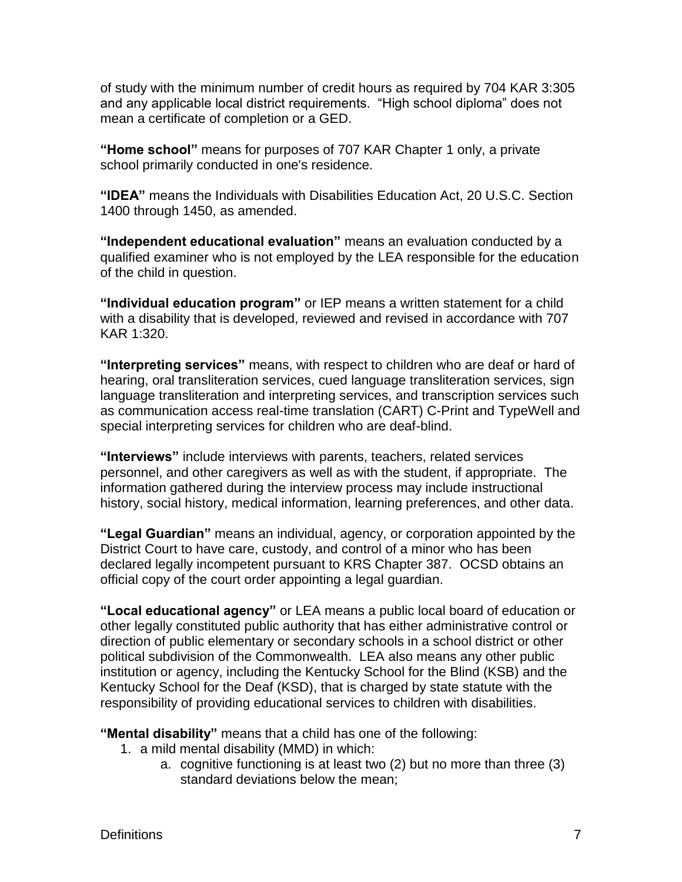of study with the minimum number of credit hours as required by 704 KAR 3:305 and any applicable local district requirements. "High school diploma" does not mean a certificate of completion or a GED.

**"Home school"** means for purposes of 707 KAR Chapter 1 only, a private school primarily conducted in one's residence.

**"IDEA"** means the Individuals with Disabilities Education Act, 20 U.S.C. Section 1400 through 1450, as amended.

**"Independent educational evaluation"** means an evaluation conducted by a qualified examiner who is not employed by the LEA responsible for the education of the child in question.

**"Individual education program"** or IEP means a written statement for a child with a disability that is developed, reviewed and revised in accordance with 707 KAR 1:320.

**"Interpreting services"** means, with respect to children who are deaf or hard of hearing, oral transliteration services, cued language transliteration services, sign language transliteration and interpreting services, and transcription services such as communication access real-time translation (CART) C-Print and TypeWell and special interpreting services for children who are deaf-blind.

**"Interviews"** include interviews with parents, teachers, related services personnel, and other caregivers as well as with the student, if appropriate. The information gathered during the interview process may include instructional history, social history, medical information, learning preferences, and other data.

**"Legal Guardian"** means an individual, agency, or corporation appointed by the District Court to have care, custody, and control of a minor who has been declared legally incompetent pursuant to KRS Chapter 387. OCSD obtains an official copy of the court order appointing a legal guardian.

**"Local educational agency"** or LEA means a public local board of education or other legally constituted public authority that has either administrative control or direction of public elementary or secondary schools in a school district or other political subdivision of the Commonwealth. LEA also means any other public institution or agency, including the Kentucky School for the Blind (KSB) and the Kentucky School for the Deaf (KSD), that is charged by state statute with the responsibility of providing educational services to children with disabilities.

**"Mental disability"** means that a child has one of the following:

1. a mild mental disability (MMD) in which:
    a. cognitive functioning is at least two (2) but no more than three (3) standard deviations below the mean;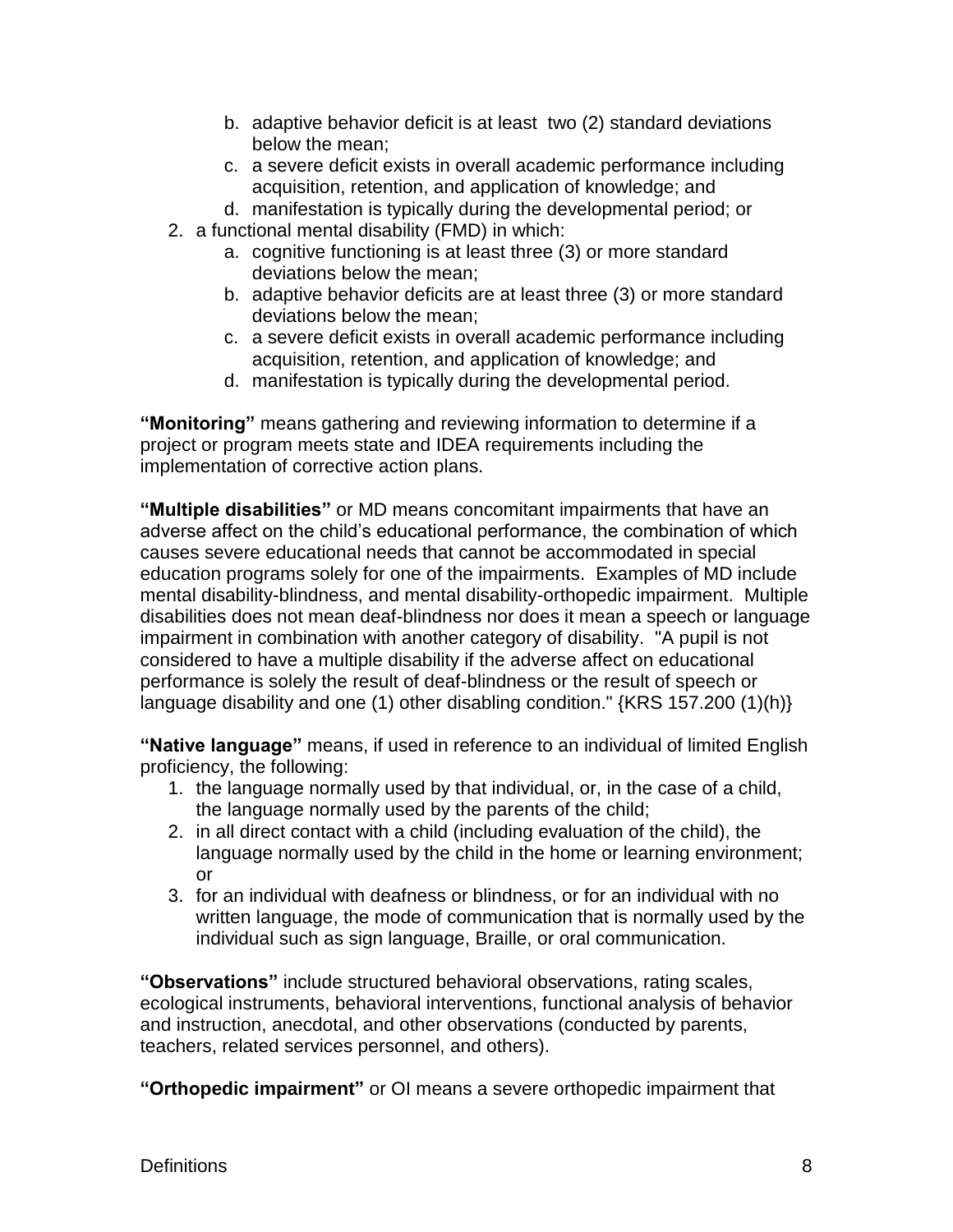b. adaptive behavior deficit is at least two (2) standard deviations below the mean;
   c. a severe deficit exists in overall academic performance including acquisition, retention, and application of knowledge; and
   d. manifestation is typically during the developmental period; or
2. a functional mental disability (FMD) in which:
   a. cognitive functioning is at least three (3) or more standard deviations below the mean;
   b. adaptive behavior deficits are at least three (3) or more standard deviations below the mean;
   c. a severe deficit exists in overall academic performance including acquisition, retention, and application of knowledge; and
   d. manifestation is typically during the developmental period.

**"Monitoring"** means gathering and reviewing information to determine if a project or program meets state and IDEA requirements including the implementation of corrective action plans.

**"Multiple disabilities"** or MD means concomitant impairments that have an adverse affect on the child's educational performance, the combination of which causes severe educational needs that cannot be accommodated in special education programs solely for one of the impairments. Examples of MD include mental disability-blindness, and mental disability-orthopedic impairment. Multiple disabilities does not mean deaf-blindness nor does it mean a speech or language impairment in combination with another category of disability. "A pupil is not considered to have a multiple disability if the adverse affect on educational performance is solely the result of deaf-blindness or the result of speech or language disability and one (1) other disabling condition." {KRS 157.200 (1)(h)}

**"Native language"** means, if used in reference to an individual of limited English proficiency, the following:

1. the language normally used by that individual, or, in the case of a child, the language normally used by the parents of the child;
2. in all direct contact with a child (including evaluation of the child), the language normally used by the child in the home or learning environment; or
3. for an individual with deafness or blindness, or for an individual with no written language, the mode of communication that is normally used by the individual such as sign language, Braille, or oral communication.

**"Observations"** include structured behavioral observations, rating scales, ecological instruments, behavioral interventions, functional analysis of behavior and instruction, anecdotal, and other observations (conducted by parents, teachers, related services personnel, and others).

**"Orthopedic impairment"** or OI means a severe orthopedic impairment that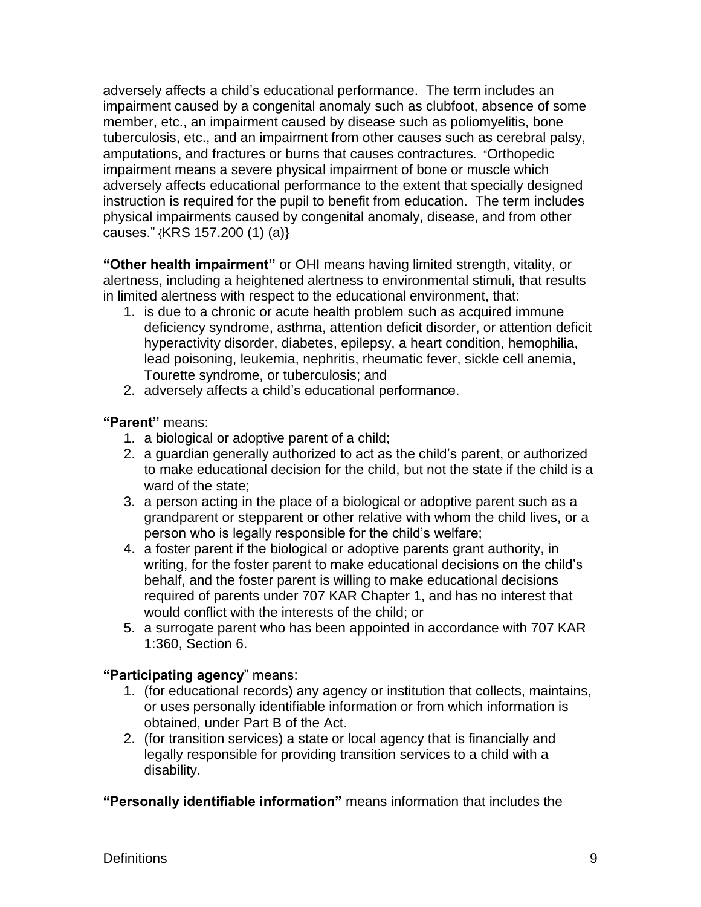adversely affects a child's educational performance. The term includes an impairment caused by a congenital anomaly such as clubfoot, absence of some member, etc., an impairment caused by disease such as poliomyelitis, bone tuberculosis, etc., and an impairment from other causes such as cerebral palsy, amputations, and fractures or burns that causes contractures. "Orthopedic impairment means a severe physical impairment of bone or muscle which adversely affects educational performance to the extent that specially designed instruction is required for the pupil to benefit from education. The term includes physical impairments caused by congenital anomaly, disease, and from other causes." {KRS 157.200 (1) (a)}

**"Other health impairment"** or OHI means having limited strength, vitality, or alertness, including a heightened alertness to environmental stimuli, that results in limited alertness with respect to the educational environment, that:

1. is due to a chronic or acute health problem such as acquired immune deficiency syndrome, asthma, attention deficit disorder, or attention deficit hyperactivity disorder, diabetes, epilepsy, a heart condition, hemophilia, lead poisoning, leukemia, nephritis, rheumatic fever, sickle cell anemia, Tourette syndrome, or tuberculosis; and
2. adversely affects a child's educational performance.

**"Parent"** means:

1. a biological or adoptive parent of a child;
2. a guardian generally authorized to act as the child's parent, or authorized to make educational decision for the child, but not the state if the child is a ward of the state;
3. a person acting in the place of a biological or adoptive parent such as a grandparent or stepparent or other relative with whom the child lives, or a person who is legally responsible for the child's welfare;
4. a foster parent if the biological or adoptive parents grant authority, in writing, for the foster parent to make educational decisions on the child's behalf, and the foster parent is willing to make educational decisions required of parents under 707 KAR Chapter 1, and has no interest that would conflict with the interests of the child; or
5. a surrogate parent who has been appointed in accordance with 707 KAR 1:360, Section 6.

**"Participating agency"** means:

1. (for educational records) any agency or institution that collects, maintains, or uses personally identifiable information or from which information is obtained, under Part B of the Act.
2. (for transition services) a state or local agency that is financially and legally responsible for providing transition services to a child with a disability.

**"Personally identifiable information"** means information that includes the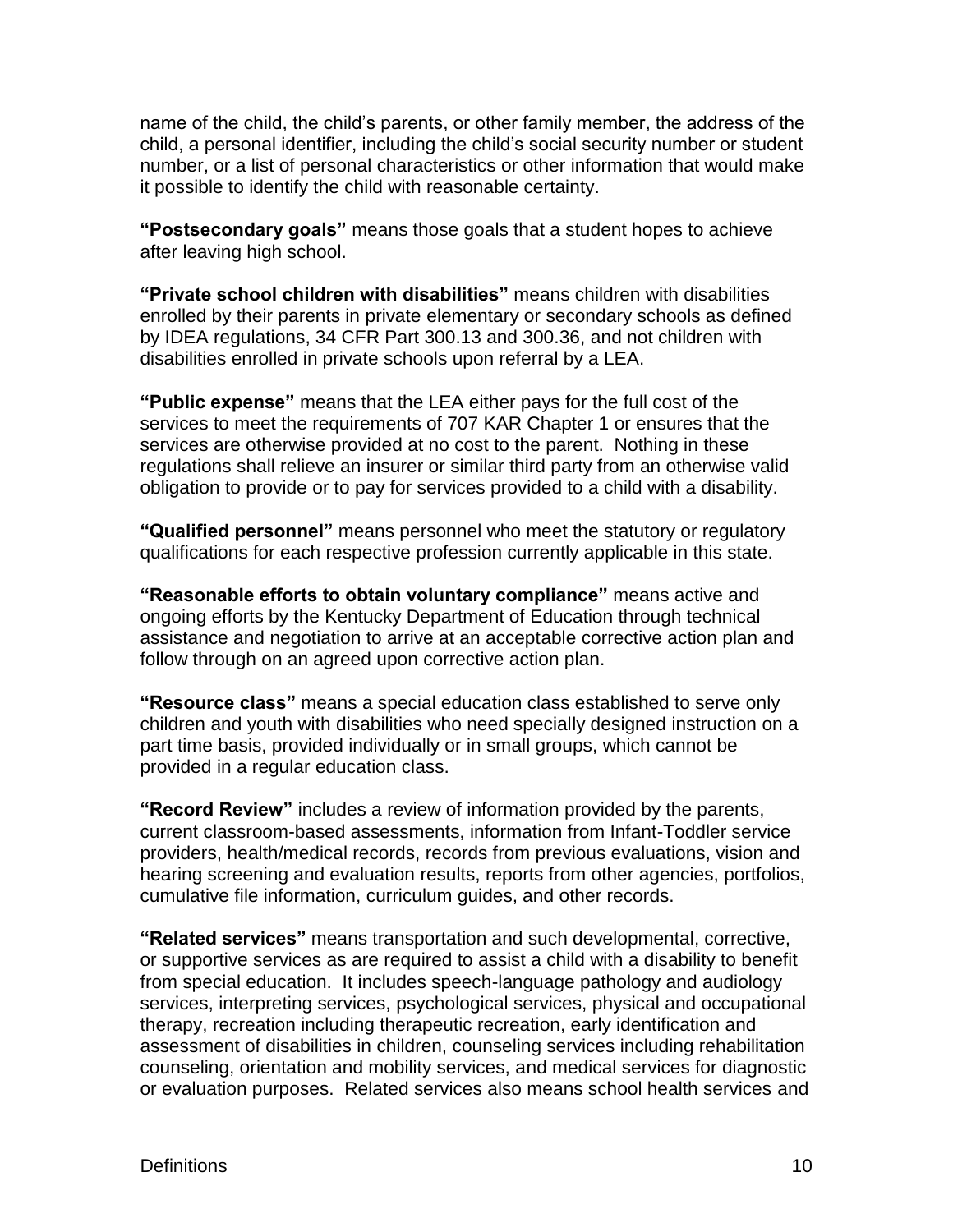name of the child, the child's parents, or other family member, the address of the child, a personal identifier, including the child's social security number or student number, or a list of personal characteristics or other information that would make it possible to identify the child with reasonable certainty.

**"Postsecondary goals"** means those goals that a student hopes to achieve after leaving high school.

**"Private school children with disabilities"** means children with disabilities enrolled by their parents in private elementary or secondary schools as defined by IDEA regulations, 34 CFR Part 300.13 and 300.36, and not children with disabilities enrolled in private schools upon referral by a LEA.

**"Public expense"** means that the LEA either pays for the full cost of the services to meet the requirements of 707 KAR Chapter 1 or ensures that the services are otherwise provided at no cost to the parent. Nothing in these regulations shall relieve an insurer or similar third party from an otherwise valid obligation to provide or to pay for services provided to a child with a disability.

**"Qualified personnel"** means personnel who meet the statutory or regulatory qualifications for each respective profession currently applicable in this state.

**"Reasonable efforts to obtain voluntary compliance"** means active and ongoing efforts by the Kentucky Department of Education through technical assistance and negotiation to arrive at an acceptable corrective action plan and follow through on an agreed upon corrective action plan.

**"Resource class"** means a special education class established to serve only children and youth with disabilities who need specially designed instruction on a part time basis, provided individually or in small groups, which cannot be provided in a regular education class.

**"Record Review"** includes a review of information provided by the parents, current classroom-based assessments, information from Infant-Toddler service providers, health/medical records, records from previous evaluations, vision and hearing screening and evaluation results, reports from other agencies, portfolios, cumulative file information, curriculum guides, and other records.

**"Related services"** means transportation and such developmental, corrective, or supportive services as are required to assist a child with a disability to benefit from special education. It includes speech-language pathology and audiology services, interpreting services, psychological services, physical and occupational therapy, recreation including therapeutic recreation, early identification and assessment of disabilities in children, counseling services including rehabilitation counseling, orientation and mobility services, and medical services for diagnostic or evaluation purposes. Related services also means school health services and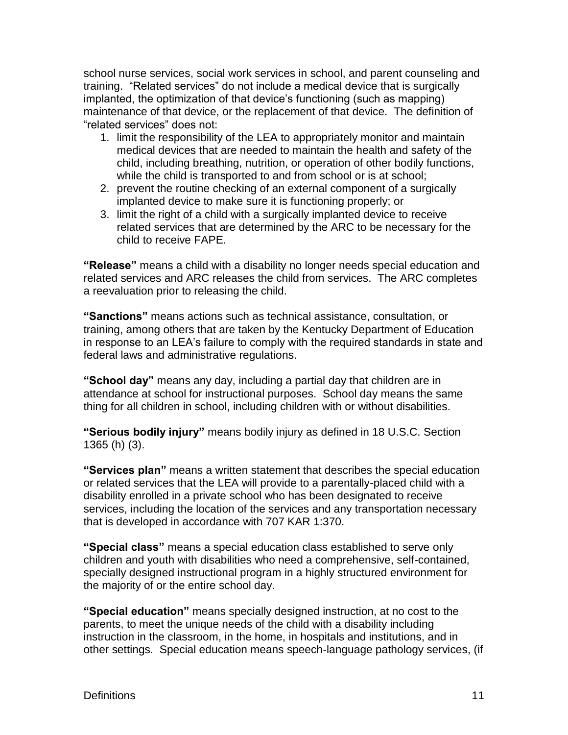school nurse services, social work services in school, and parent counseling and training. "Related services" do not include a medical device that is surgically implanted, the optimization of that device's functioning (such as mapping) maintenance of that device, or the replacement of that device. The definition of "related services" does not:

1. limit the responsibility of the LEA to appropriately monitor and maintain medical devices that are needed to maintain the health and safety of the child, including breathing, nutrition, or operation of other bodily functions, while the child is transported to and from school or is at school;
2. prevent the routine checking of an external component of a surgically implanted device to make sure it is functioning properly; or
3. limit the right of a child with a surgically implanted device to receive related services that are determined by the ARC to be necessary for the child to receive FAPE.

**"Release"** means a child with a disability no longer needs special education and related services and ARC releases the child from services. The ARC completes a reevaluation prior to releasing the child.

**"Sanctions"** means actions such as technical assistance, consultation, or training, among others that are taken by the Kentucky Department of Education in response to an LEA's failure to comply with the required standards in state and federal laws and administrative regulations.

**"School day"** means any day, including a partial day that children are in attendance at school for instructional purposes. School day means the same thing for all children in school, including children with or without disabilities.

**"Serious bodily injury"** means bodily injury as defined in 18 U.S.C. Section 1365 (h) (3).

**"Services plan"** means a written statement that describes the special education or related services that the LEA will provide to a parentally-placed child with a disability enrolled in a private school who has been designated to receive services, including the location of the services and any transportation necessary that is developed in accordance with 707 KAR 1:370.

**"Special class"** means a special education class established to serve only children and youth with disabilities who need a comprehensive, self-contained, specially designed instructional program in a highly structured environment for the majority of or the entire school day.

**"Special education"** means specially designed instruction, at no cost to the parents, to meet the unique needs of the child with a disability including instruction in the classroom, in the home, in hospitals and institutions, and in other settings. Special education means speech-language pathology services, (if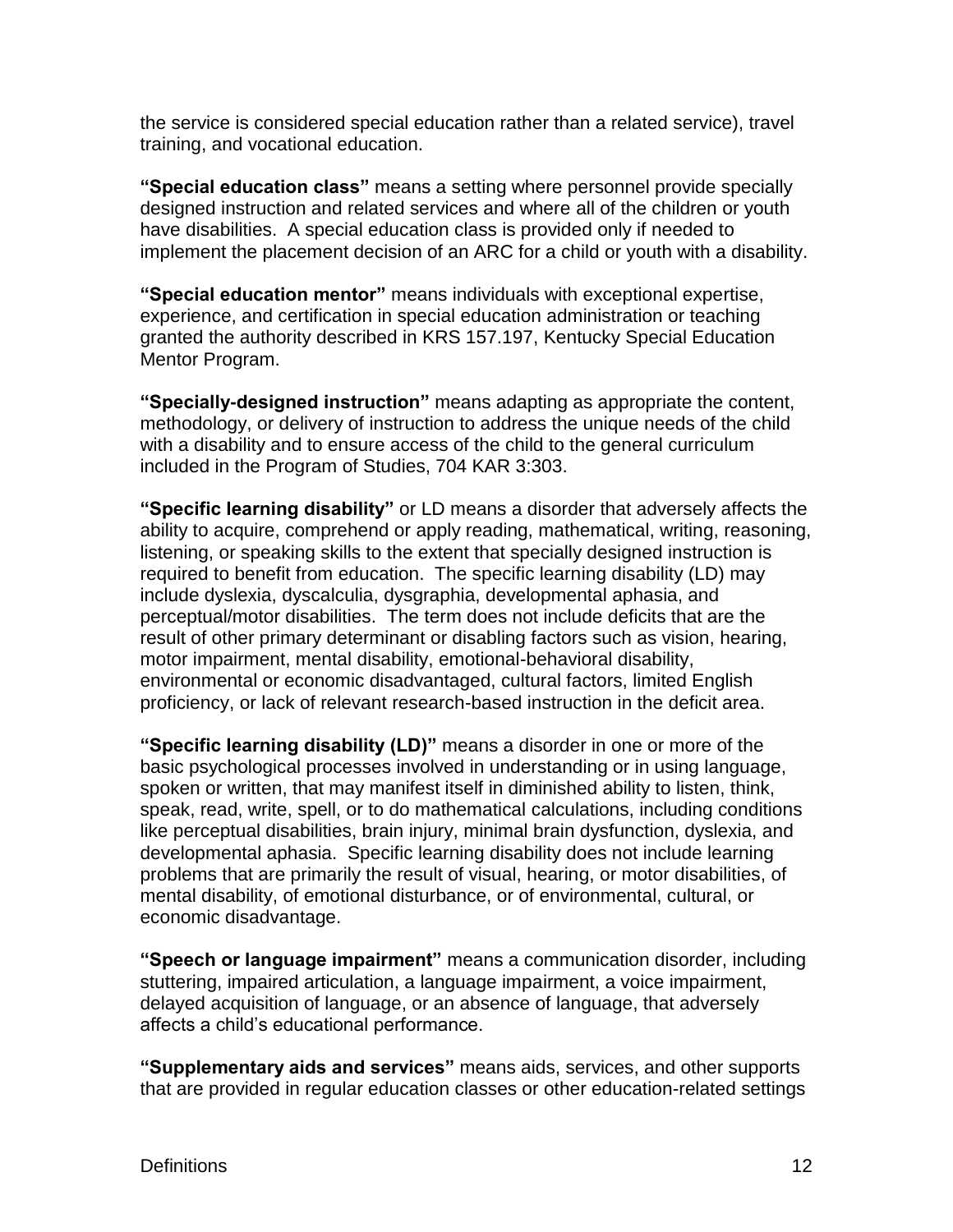the service is considered special education rather than a related service), travel training, and vocational education.

**"Special education class"** means a setting where personnel provide specially designed instruction and related services and where all of the children or youth have disabilities. A special education class is provided only if needed to implement the placement decision of an ARC for a child or youth with a disability.

**"Special education mentor"** means individuals with exceptional expertise, experience, and certification in special education administration or teaching granted the authority described in KRS 157.197, Kentucky Special Education Mentor Program.

**"Specially-designed instruction"** means adapting as appropriate the content, methodology, or delivery of instruction to address the unique needs of the child with a disability and to ensure access of the child to the general curriculum included in the Program of Studies, 704 KAR 3:303.

**"Specific learning disability"** or LD means a disorder that adversely affects the ability to acquire, comprehend or apply reading, mathematical, writing, reasoning, listening, or speaking skills to the extent that specially designed instruction is required to benefit from education. The specific learning disability (LD) may include dyslexia, dyscalculia, dysgraphia, developmental aphasia, and perceptual/motor disabilities. The term does not include deficits that are the result of other primary determinant or disabling factors such as vision, hearing, motor impairment, mental disability, emotional-behavioral disability, environmental or economic disadvantaged, cultural factors, limited English proficiency, or lack of relevant research-based instruction in the deficit area.

**"Specific learning disability (LD)"** means a disorder in one or more of the basic psychological processes involved in understanding or in using language, spoken or written, that may manifest itself in diminished ability to listen, think, speak, read, write, spell, or to do mathematical calculations, including conditions like perceptual disabilities, brain injury, minimal brain dysfunction, dyslexia, and developmental aphasia. Specific learning disability does not include learning problems that are primarily the result of visual, hearing, or motor disabilities, of mental disability, of emotional disturbance, or of environmental, cultural, or economic disadvantage.

**"Speech or language impairment"** means a communication disorder, including stuttering, impaired articulation, a language impairment, a voice impairment, delayed acquisition of language, or an absence of language, that adversely affects a child's educational performance.

**"Supplementary aids and services"** means aids, services, and other supports that are provided in regular education classes or other education-related settings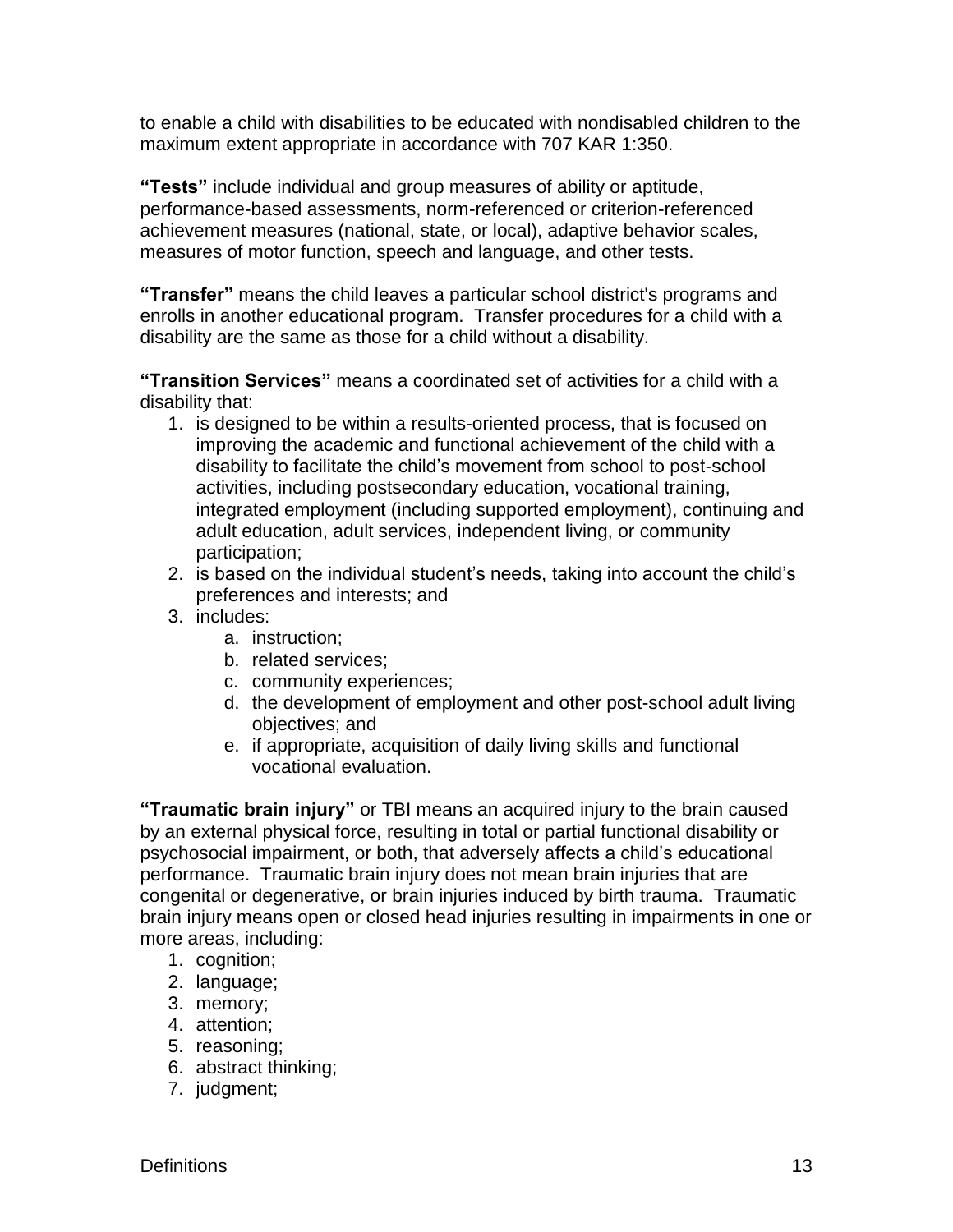to enable a child with disabilities to be educated with nondisabled children to the maximum extent appropriate in accordance with 707 KAR 1:350.

**"Tests"** include individual and group measures of ability or aptitude, performance-based assessments, norm-referenced or criterion-referenced achievement measures (national, state, or local), adaptive behavior scales, measures of motor function, speech and language, and other tests.

**"Transfer"** means the child leaves a particular school district's programs and enrolls in another educational program. Transfer procedures for a child with a disability are the same as those for a child without a disability.

**"Transition Services"** means a coordinated set of activities for a child with a disability that:

1. is designed to be within a results-oriented process, that is focused on improving the academic and functional achievement of the child with a disability to facilitate the child's movement from school to post-school activities, including postsecondary education, vocational training, integrated employment (including supported employment), continuing and adult education, adult services, independent living, or community participation;
2. is based on the individual student's needs, taking into account the child's preferences and interests; and
3. includes:
    a. instruction;
    b. related services;
    c. community experiences;
    d. the development of employment and other post-school adult living objectives; and
    e. if appropriate, acquisition of daily living skills and functional vocational evaluation.

**"Traumatic brain injury"** or TBI means an acquired injury to the brain caused by an external physical force, resulting in total or partial functional disability or psychosocial impairment, or both, that adversely affects a child's educational performance. Traumatic brain injury does not mean brain injuries that are congenital or degenerative, or brain injuries induced by birth trauma. Traumatic brain injury means open or closed head injuries resulting in impairments in one or more areas, including:

1. cognition;
2. language;
3. memory;
4. attention;
5. reasoning;
6. abstract thinking;
7. judgment;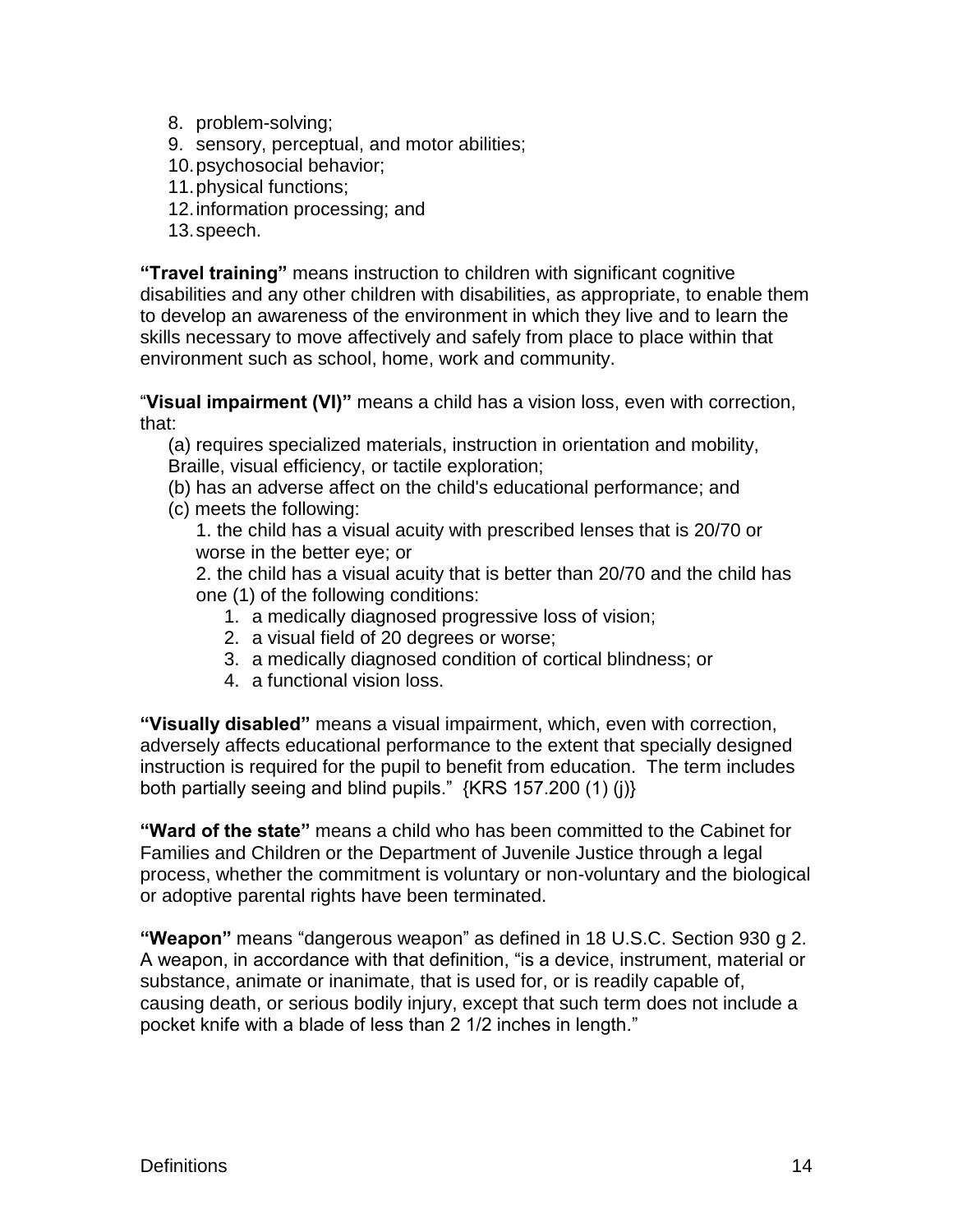8. problem-solving;
9. sensory, perceptual, and motor abilities;
10. psychosocial behavior;
11. physical functions;
12. information processing; and
13. speech.

**"Travel training"** means instruction to children with significant cognitive disabilities and any other children with disabilities, as appropriate, to enable them to develop an awareness of the environment in which they live and to learn the skills necessary to move affectively and safely from place to place within that environment such as school, home, work and community.

"**Visual impairment (VI)"** means a child has a vision loss, even with correction, that:

(a) requires specialized materials, instruction in orientation and mobility, Braille, visual efficiency, or tactile exploration;

(b) has an adverse affect on the child's educational performance; and

(c) meets the following:

1. the child has a visual acuity with prescribed lenses that is 20/70 or worse in the better eye; or

2. the child has a visual acuity that is better than 20/70 and the child has one (1) of the following conditions:

    1. a medically diagnosed progressive loss of vision;
    2. a visual field of 20 degrees or worse;
    3. a medically diagnosed condition of cortical blindness; or
    4. a functional vision loss.

**"Visually disabled"** means a visual impairment, which, even with correction, adversely affects educational performance to the extent that specially designed instruction is required for the pupil to benefit from education. The term includes both partially seeing and blind pupils." {KRS 157.200 (1) (j)}

**"Ward of the state"** means a child who has been committed to the Cabinet for Families and Children or the Department of Juvenile Justice through a legal process, whether the commitment is voluntary or non-voluntary and the biological or adoptive parental rights have been terminated.

**"Weapon"** means "dangerous weapon" as defined in 18 U.S.C. Section 930 g 2. A weapon, in accordance with that definition, "is a device, instrument, material or substance, animate or inanimate, that is used for, or is readily capable of, causing death, or serious bodily injury, except that such term does not include a pocket knife with a blade of less than 2 1/2 inches in length."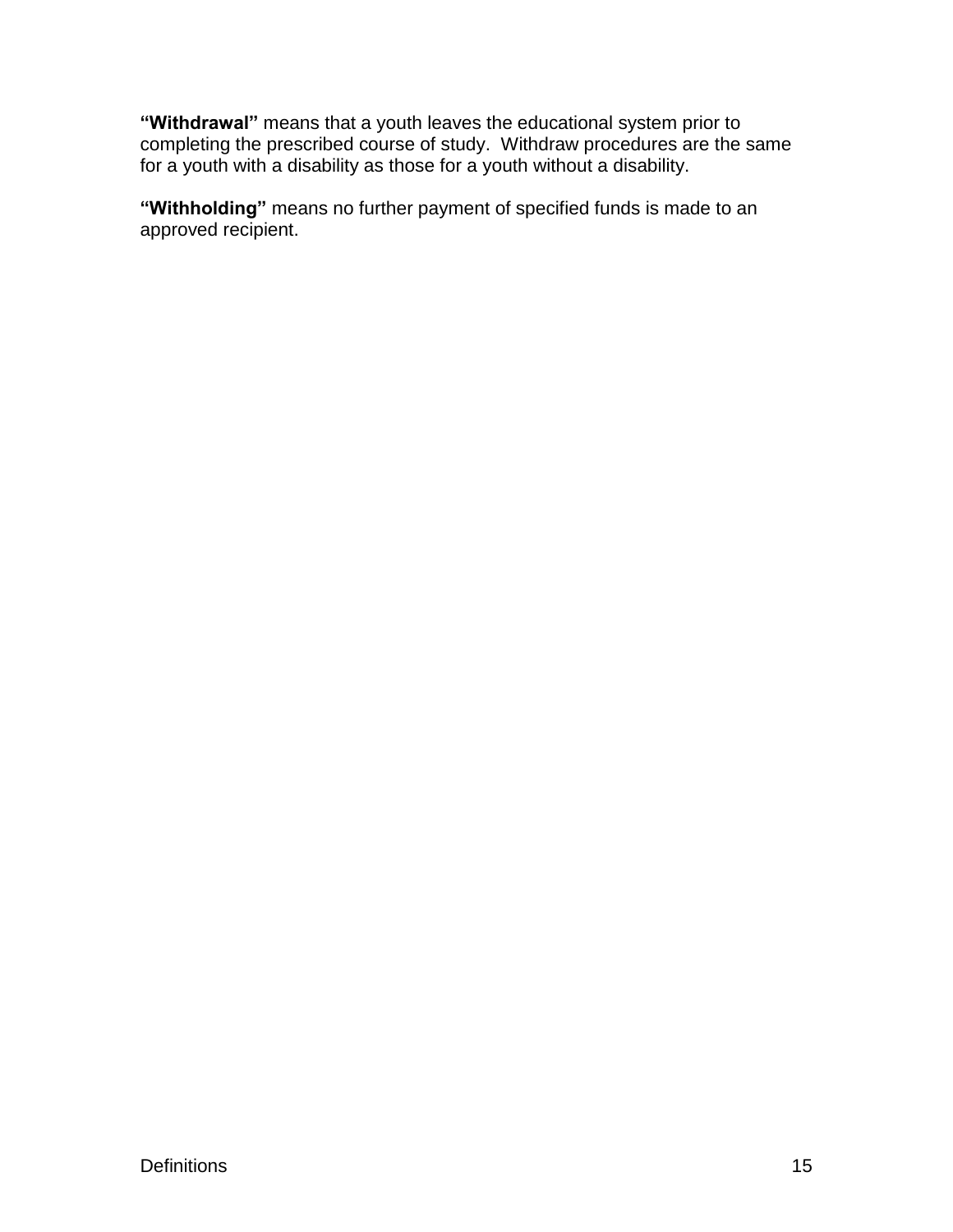**“Withdrawal”** means that a youth leaves the educational system prior to completing the prescribed course of study.  Withdraw procedures are the same for a youth with a disability as those for a youth without a disability.

**“Withholding”** means no further payment of specified funds is made to an approved recipient.